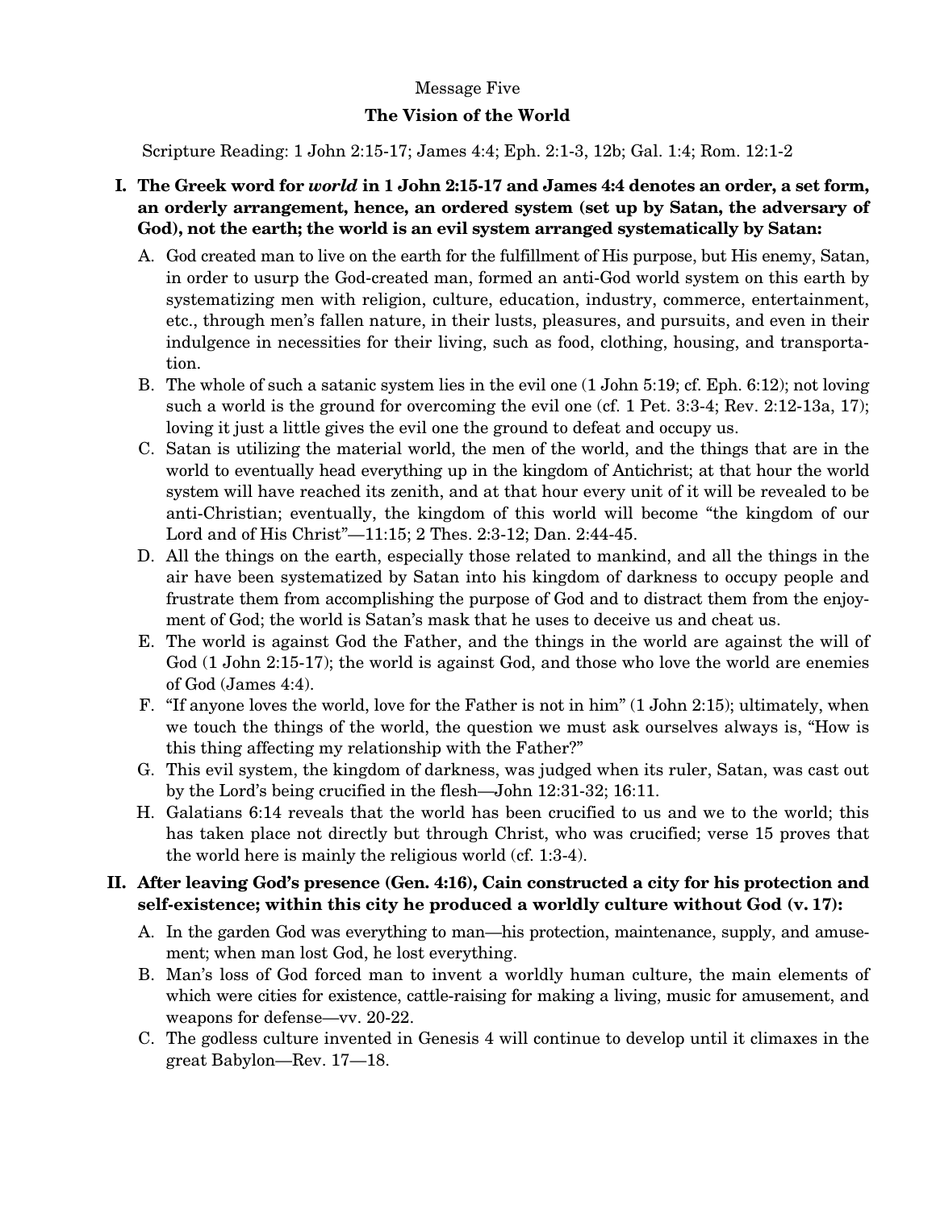Message Five

# The Vision of the World

Scripture Reading: 1 John 2:15-17; James 4:4; Eph. 2:1-3, 12b; Gal. 1:4; Rom. 12:1-2

**I. The Greek word for *world* in 1 John 2:15-17 and James 4:4 denotes an order, a set form, an orderly arrangement, hence, an ordered system (set up by Satan, the adversary of God), not the earth; the world is an evil system arranged systematically by Satan:**

A. God created man to live on the earth for the fulfillment of His purpose, but His enemy, Satan, in order to usurp the God-created man, formed an anti-God world system on this earth by systematizing men with religion, culture, education, industry, commerce, entertainment, etc., through men's fallen nature, in their lusts, pleasures, and pursuits, and even in their indulgence in necessities for their living, such as food, clothing, housing, and transportation.

B. The whole of such a satanic system lies in the evil one (1 John 5:19; cf. Eph. 6:12); not loving such a world is the ground for overcoming the evil one (cf. 1 Pet. 3:3-4; Rev. 2:12-13a, 17); loving it just a little gives the evil one the ground to defeat and occupy us.

C. Satan is utilizing the material world, the men of the world, and the things that are in the world to eventually head everything up in the kingdom of Antichrist; at that hour the world system will have reached its zenith, and at that hour every unit of it will be revealed to be anti-Christian; eventually, the kingdom of this world will become "the kingdom of our Lord and of His Christ"—11:15; 2 Thes. 2:3-12; Dan. 2:44-45.

D. All the things on the earth, especially those related to mankind, and all the things in the air have been systematized by Satan into his kingdom of darkness to occupy people and frustrate them from accomplishing the purpose of God and to distract them from the enjoyment of God; the world is Satan's mask that he uses to deceive us and cheat us.

E. The world is against God the Father, and the things in the world are against the will of God (1 John 2:15-17); the world is against God, and those who love the world are enemies of God (James 4:4).

F. "If anyone loves the world, love for the Father is not in him" (1 John 2:15); ultimately, when we touch the things of the world, the question we must ask ourselves always is, "How is this thing affecting my relationship with the Father?"

G. This evil system, the kingdom of darkness, was judged when its ruler, Satan, was cast out by the Lord's being crucified in the flesh—John 12:31-32; 16:11.

H. Galatians 6:14 reveals that the world has been crucified to us and we to the world; this has taken place not directly but through Christ, who was crucified; verse 15 proves that the world here is mainly the religious world (cf. 1:3-4).

**II. After leaving God's presence (Gen. 4:16), Cain constructed a city for his protection and self-existence; within this city he produced a worldly culture without God (v. 17):**

A. In the garden God was everything to man—his protection, maintenance, supply, and amusement; when man lost God, he lost everything.

B. Man's loss of God forced man to invent a worldly human culture, the main elements of which were cities for existence, cattle-raising for making a living, music for amusement, and weapons for defense—vv. 20-22.

C. The godless culture invented in Genesis 4 will continue to develop until it climaxes in the great Babylon—Rev. 17—18.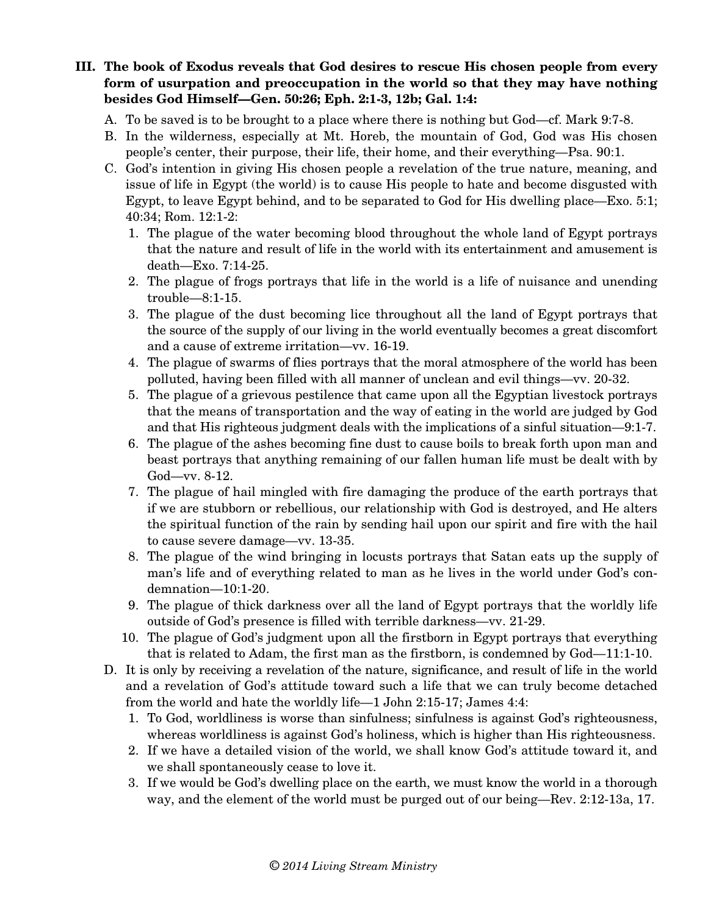**III. The book of Exodus reveals that God desires to rescue His chosen people from every form of usurpation and preoccupation in the world so that they may have nothing besides God Himself—Gen. 50:26; Eph. 2:1-3, 12b; Gal. 1:4:**

A. To be saved is to be brought to a place where there is nothing but God—cf. Mark 9:7-8.

B. In the wilderness, especially at Mt. Horeb, the mountain of God, God was His chosen people's center, their purpose, their life, their home, and their everything—Psa. 90:1.

C. God's intention in giving His chosen people a revelation of the true nature, meaning, and issue of life in Egypt (the world) is to cause His people to hate and become disgusted with Egypt, to leave Egypt behind, and to be separated to God for His dwelling place—Exo. 5:1; 40:34; Rom. 12:1-2:

1. The plague of the water becoming blood throughout the whole land of Egypt portrays that the nature and result of life in the world with its entertainment and amusement is death—Exo. 7:14-25.
2. The plague of frogs portrays that life in the world is a life of nuisance and unending trouble—8:1-15.
3. The plague of the dust becoming lice throughout all the land of Egypt portrays that the source of the supply of our living in the world eventually becomes a great discomfort and a cause of extreme irritation—vv. 16-19.
4. The plague of swarms of flies portrays that the moral atmosphere of the world has been polluted, having been filled with all manner of unclean and evil things—vv. 20-32.
5. The plague of a grievous pestilence that came upon all the Egyptian livestock portrays that the means of transportation and the way of eating in the world are judged by God and that His righteous judgment deals with the implications of a sinful situation—9:1-7.
6. The plague of the ashes becoming fine dust to cause boils to break forth upon man and beast portrays that anything remaining of our fallen human life must be dealt with by God—vv. 8-12.
7. The plague of hail mingled with fire damaging the produce of the earth portrays that if we are stubborn or rebellious, our relationship with God is destroyed, and He alters the spiritual function of the rain by sending hail upon our spirit and fire with the hail to cause severe damage—vv. 13-35.
8. The plague of the wind bringing in locusts portrays that Satan eats up the supply of man's life and of everything related to man as he lives in the world under God's condemnation—10:1-20.
9. The plague of thick darkness over all the land of Egypt portrays that the worldly life outside of God's presence is filled with terrible darkness—vv. 21-29.
10. The plague of God's judgment upon all the firstborn in Egypt portrays that everything that is related to Adam, the first man as the firstborn, is condemned by God—11:1-10.

D. It is only by receiving a revelation of the nature, significance, and result of life in the world and a revelation of God's attitude toward such a life that we can truly become detached from the world and hate the worldly life—1 John 2:15-17; James 4:4:

1. To God, worldliness is worse than sinfulness; sinfulness is against God's righteousness, whereas worldliness is against God's holiness, which is higher than His righteousness.
2. If we have a detailed vision of the world, we shall know God's attitude toward it, and we shall spontaneously cease to love it.
3. If we would be God's dwelling place on the earth, we must know the world in a thorough way, and the element of the world must be purged out of our being—Rev. 2:12-13a, 17.

*© 2014 Living Stream Ministry*